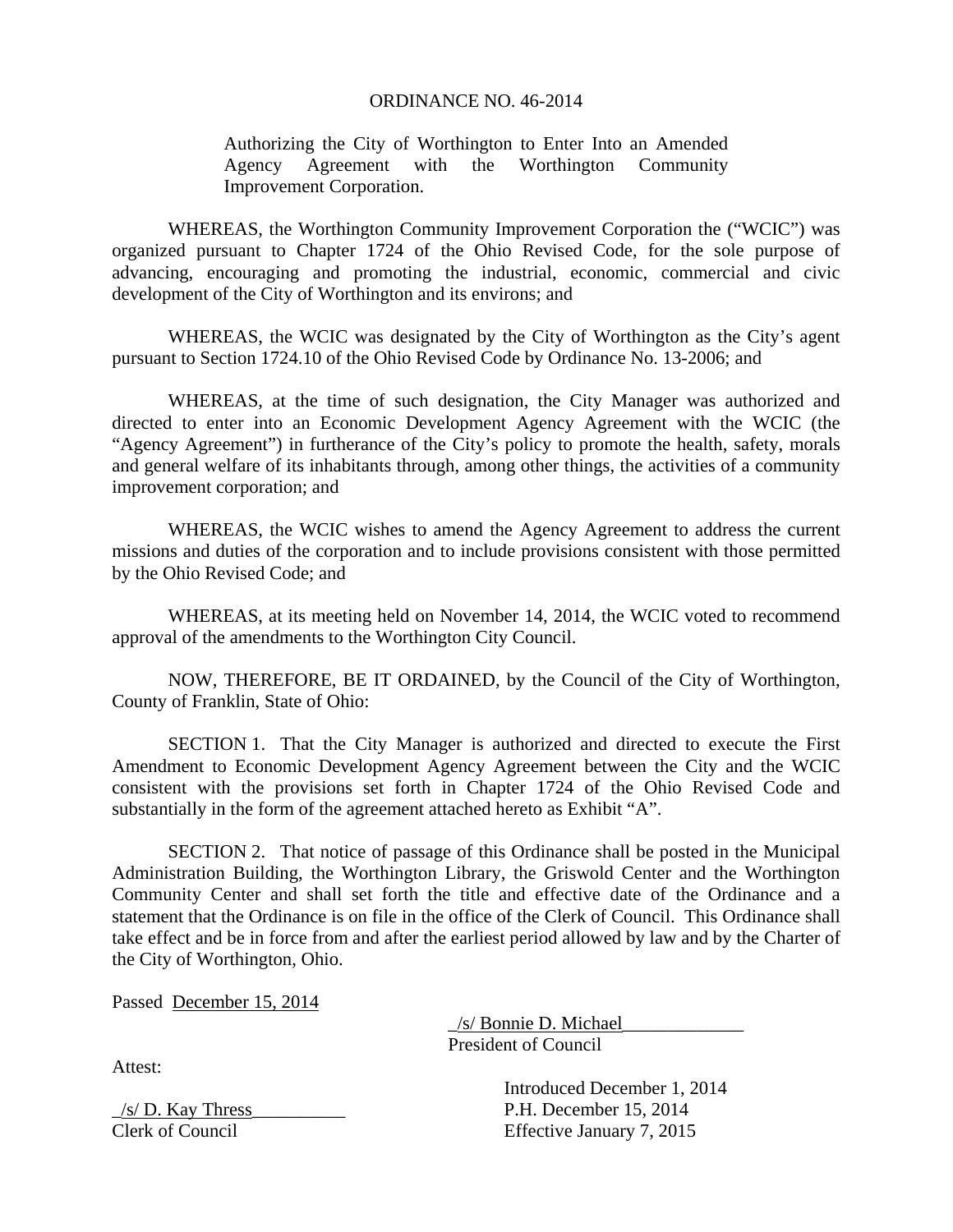# ORDINANCE NO. 46-2014

Authorizing the City of Worthington to Enter Into an Amended Agency Agreement with the Worthington Community Improvement Corporation.

WHEREAS, the Worthington Community Improvement Corporation the ("WCIC") was organized pursuant to Chapter 1724 of the Ohio Revised Code, for the sole purpose of advancing, encouraging and promoting the industrial, economic, commercial and civic development of the City of Worthington and its environs; and

WHEREAS, the WCIC was designated by the City of Worthington as the City's agent pursuant to Section 1724.10 of the Ohio Revised Code by Ordinance No. 13-2006; and

WHEREAS, at the time of such designation, the City Manager was authorized and directed to enter into an Economic Development Agency Agreement with the WCIC (the "Agency Agreement") in furtherance of the City's policy to promote the health, safety, morals and general welfare of its inhabitants through, among other things, the activities of a community improvement corporation; and

WHEREAS, the WCIC wishes to amend the Agency Agreement to address the current missions and duties of the corporation and to include provisions consistent with those permitted by the Ohio Revised Code; and

WHEREAS, at its meeting held on November 14, 2014, the WCIC voted to recommend approval of the amendments to the Worthington City Council.

NOW, THEREFORE, BE IT ORDAINED, by the Council of the City of Worthington, County of Franklin, State of Ohio:

SECTION 1. That the City Manager is authorized and directed to execute the First Amendment to Economic Development Agency Agreement between the City and the WCIC consistent with the provisions set forth in Chapter 1724 of the Ohio Revised Code and substantially in the form of the agreement attached hereto as Exhibit "A".

SECTION 2. That notice of passage of this Ordinance shall be posted in the Municipal Administration Building, the Worthington Library, the Griswold Center and the Worthington Community Center and shall set forth the title and effective date of the Ordinance and a statement that the Ordinance is on file in the office of the Clerk of Council. This Ordinance shall take effect and be in force from and after the earliest period allowed by law and by the Charter of the City of Worthington, Ohio.

Passed December 15, 2014

_/s/ Bonnie D. Michael_____________
President of Council

Attest:

_/s/ D. Kay Thress__________
Clerk of Council

Introduced December 1, 2014
P.H. December 15, 2014
Effective January 7, 2015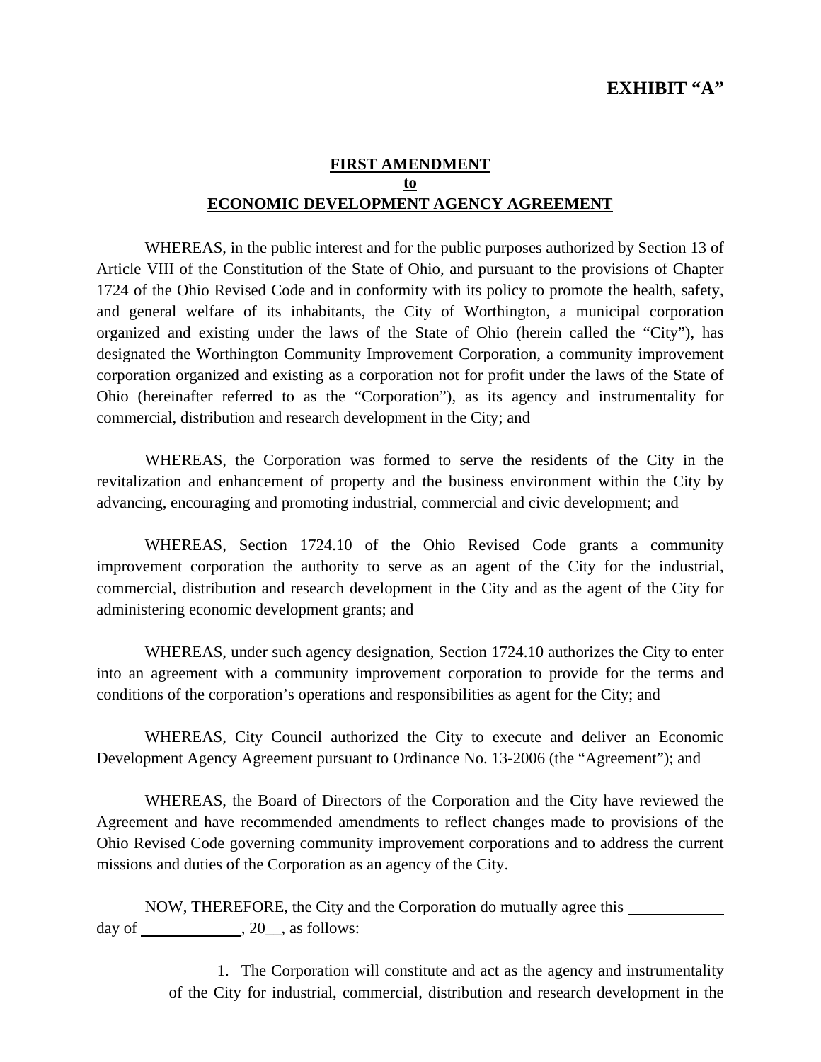**EXHIBIT "A"**

**FIRST AMENDMENT**
**to**
**ECONOMIC DEVELOPMENT AGENCY AGREEMENT**

WHEREAS, in the public interest and for the public purposes authorized by Section 13 of Article VIII of the Constitution of the State of Ohio, and pursuant to the provisions of Chapter 1724 of the Ohio Revised Code and in conformity with its policy to promote the health, safety, and general welfare of its inhabitants, the City of Worthington, a municipal corporation organized and existing under the laws of the State of Ohio (herein called the "City"), has designated the Worthington Community Improvement Corporation, a community improvement corporation organized and existing as a corporation not for profit under the laws of the State of Ohio (hereinafter referred to as the "Corporation"), as its agency and instrumentality for commercial, distribution and research development in the City; and

WHEREAS, the Corporation was formed to serve the residents of the City in the revitalization and enhancement of property and the business environment within the City by advancing, encouraging and promoting industrial, commercial and civic development; and

WHEREAS, Section 1724.10 of the Ohio Revised Code grants a community improvement corporation the authority to serve as an agent of the City for the industrial, commercial, distribution and research development in the City and as the agent of the City for administering economic development grants; and

WHEREAS, under such agency designation, Section 1724.10 authorizes the City to enter into an agreement with a community improvement corporation to provide for the terms and conditions of the corporation's operations and responsibilities as agent for the City; and

WHEREAS, City Council authorized the City to execute and deliver an Economic Development Agency Agreement pursuant to Ordinance No. 13-2006 (the "Agreement"); and

WHEREAS, the Board of Directors of the Corporation and the City have reviewed the Agreement and have recommended amendments to reflect changes made to provisions of the Ohio Revised Code governing community improvement corporations and to address the current missions and duties of the Corporation as an agency of the City.

NOW, THEREFORE, the City and the Corporation do mutually agree this ____________ day of ____________, 20__, as follows:

1. The Corporation will constitute and act as the agency and instrumentality of the City for industrial, commercial, distribution and research development in the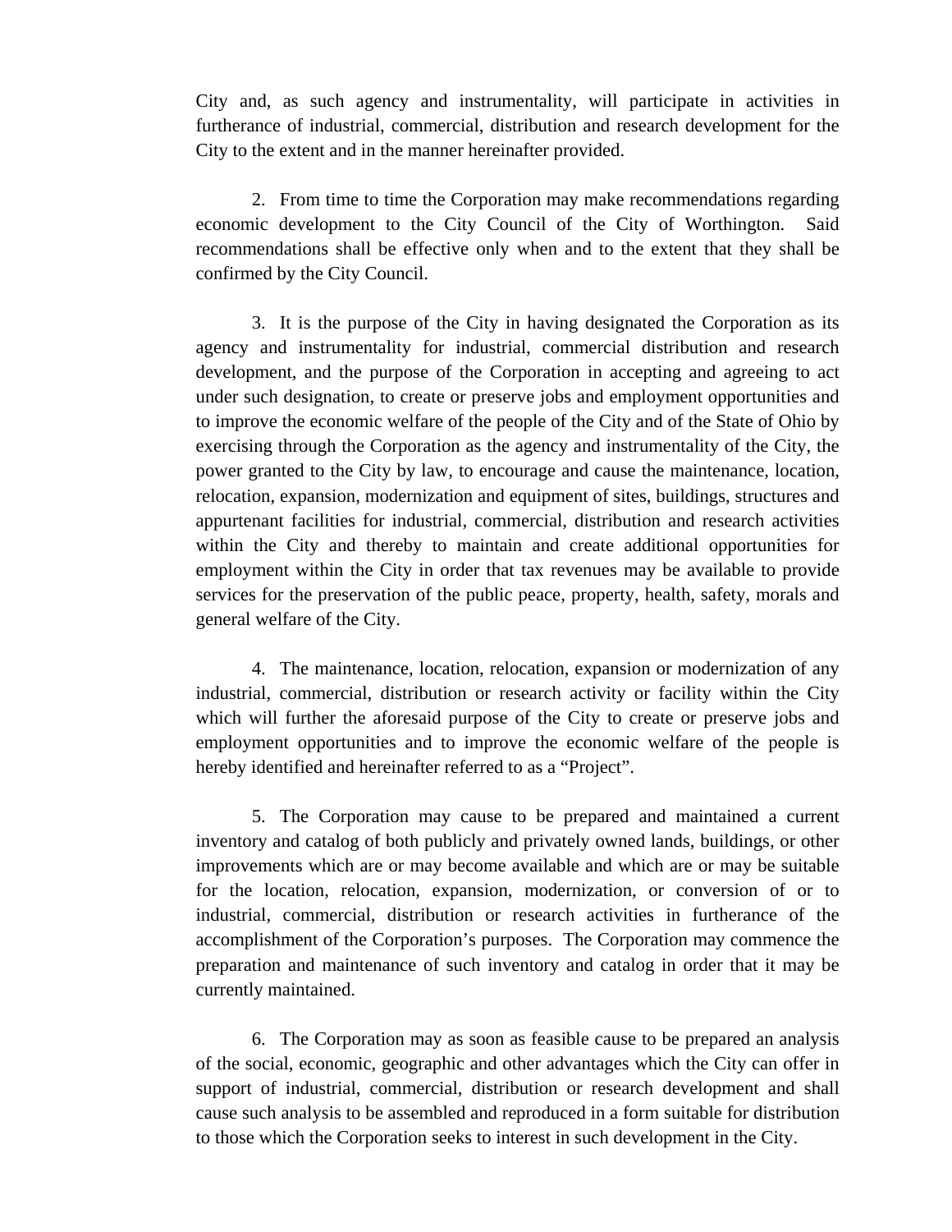City and, as such agency and instrumentality, will participate in activities in furtherance of industrial, commercial, distribution and research development for the City to the extent and in the manner hereinafter provided.

2. From time to time the Corporation may make recommendations regarding economic development to the City Council of the City of Worthington. Said recommendations shall be effective only when and to the extent that they shall be confirmed by the City Council.

3. It is the purpose of the City in having designated the Corporation as its agency and instrumentality for industrial, commercial distribution and research development, and the purpose of the Corporation in accepting and agreeing to act under such designation, to create or preserve jobs and employment opportunities and to improve the economic welfare of the people of the City and of the State of Ohio by exercising through the Corporation as the agency and instrumentality of the City, the power granted to the City by law, to encourage and cause the maintenance, location, relocation, expansion, modernization and equipment of sites, buildings, structures and appurtenant facilities for industrial, commercial, distribution and research activities within the City and thereby to maintain and create additional opportunities for employment within the City in order that tax revenues may be available to provide services for the preservation of the public peace, property, health, safety, morals and general welfare of the City.

4. The maintenance, location, relocation, expansion or modernization of any industrial, commercial, distribution or research activity or facility within the City which will further the aforesaid purpose of the City to create or preserve jobs and employment opportunities and to improve the economic welfare of the people is hereby identified and hereinafter referred to as a "Project".

5. The Corporation may cause to be prepared and maintained a current inventory and catalog of both publicly and privately owned lands, buildings, or other improvements which are or may become available and which are or may be suitable for the location, relocation, expansion, modernization, or conversion of or to industrial, commercial, distribution or research activities in furtherance of the accomplishment of the Corporation's purposes. The Corporation may commence the preparation and maintenance of such inventory and catalog in order that it may be currently maintained.

6. The Corporation may as soon as feasible cause to be prepared an analysis of the social, economic, geographic and other advantages which the City can offer in support of industrial, commercial, distribution or research development and shall cause such analysis to be assembled and reproduced in a form suitable for distribution to those which the Corporation seeks to interest in such development in the City.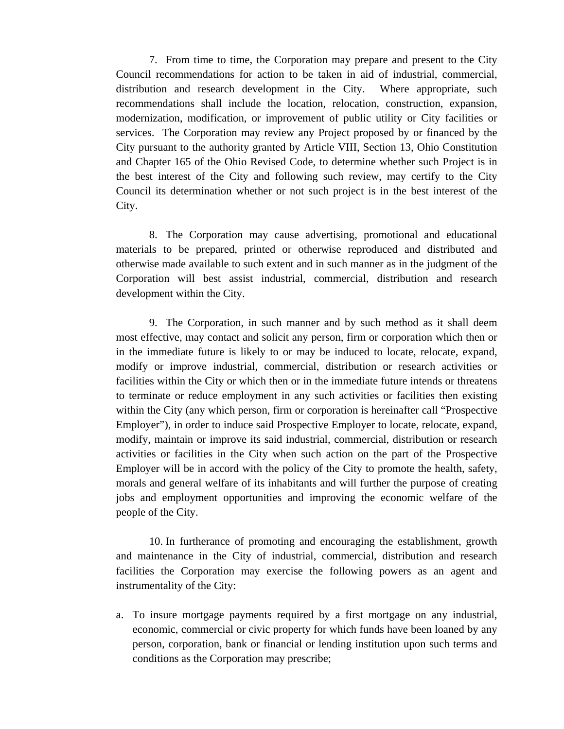7. From time to time, the Corporation may prepare and present to the City Council recommendations for action to be taken in aid of industrial, commercial, distribution and research development in the City. Where appropriate, such recommendations shall include the location, relocation, construction, expansion, modernization, modification, or improvement of public utility or City facilities or services. The Corporation may review any Project proposed by or financed by the City pursuant to the authority granted by Article VIII, Section 13, Ohio Constitution and Chapter 165 of the Ohio Revised Code, to determine whether such Project is in the best interest of the City and following such review, may certify to the City Council its determination whether or not such project is in the best interest of the City.

8. The Corporation may cause advertising, promotional and educational materials to be prepared, printed or otherwise reproduced and distributed and otherwise made available to such extent and in such manner as in the judgment of the Corporation will best assist industrial, commercial, distribution and research development within the City.

9. The Corporation, in such manner and by such method as it shall deem most effective, may contact and solicit any person, firm or corporation which then or in the immediate future is likely to or may be induced to locate, relocate, expand, modify or improve industrial, commercial, distribution or research activities or facilities within the City or which then or in the immediate future intends or threatens to terminate or reduce employment in any such activities or facilities then existing within the City (any which person, firm or corporation is hereinafter call "Prospective Employer"), in order to induce said Prospective Employer to locate, relocate, expand, modify, maintain or improve its said industrial, commercial, distribution or research activities or facilities in the City when such action on the part of the Prospective Employer will be in accord with the policy of the City to promote the health, safety, morals and general welfare of its inhabitants and will further the purpose of creating jobs and employment opportunities and improving the economic welfare of the people of the City.

10. In furtherance of promoting and encouraging the establishment, growth and maintenance in the City of industrial, commercial, distribution and research facilities the Corporation may exercise the following powers as an agent and instrumentality of the City:

a. To insure mortgage payments required by a first mortgage on any industrial, economic, commercial or civic property for which funds have been loaned by any person, corporation, bank or financial or lending institution upon such terms and conditions as the Corporation may prescribe;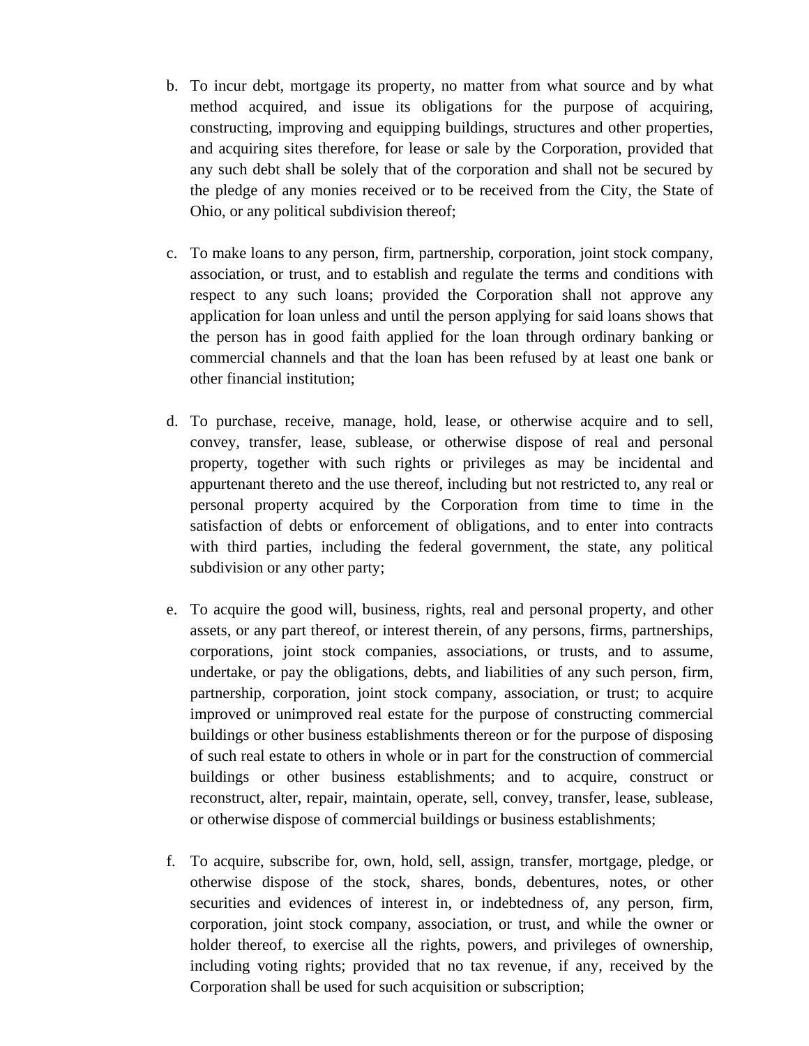b. To incur debt, mortgage its property, no matter from what source and by what method acquired, and issue its obligations for the purpose of acquiring, constructing, improving and equipping buildings, structures and other properties, and acquiring sites therefore, for lease or sale by the Corporation, provided that any such debt shall be solely that of the corporation and shall not be secured by the pledge of any monies received or to be received from the City, the State of Ohio, or any political subdivision thereof;

c. To make loans to any person, firm, partnership, corporation, joint stock company, association, or trust, and to establish and regulate the terms and conditions with respect to any such loans; provided the Corporation shall not approve any application for loan unless and until the person applying for said loans shows that the person has in good faith applied for the loan through ordinary banking or commercial channels and that the loan has been refused by at least one bank or other financial institution;

d. To purchase, receive, manage, hold, lease, or otherwise acquire and to sell, convey, transfer, lease, sublease, or otherwise dispose of real and personal property, together with such rights or privileges as may be incidental and appurtenant thereto and the use thereof, including but not restricted to, any real or personal property acquired by the Corporation from time to time in the satisfaction of debts or enforcement of obligations, and to enter into contracts with third parties, including the federal government, the state, any political subdivision or any other party;

e. To acquire the good will, business, rights, real and personal property, and other assets, or any part thereof, or interest therein, of any persons, firms, partnerships, corporations, joint stock companies, associations, or trusts, and to assume, undertake, or pay the obligations, debts, and liabilities of any such person, firm, partnership, corporation, joint stock company, association, or trust; to acquire improved or unimproved real estate for the purpose of constructing commercial buildings or other business establishments thereon or for the purpose of disposing of such real estate to others in whole or in part for the construction of commercial buildings or other business establishments; and to acquire, construct or reconstruct, alter, repair, maintain, operate, sell, convey, transfer, lease, sublease, or otherwise dispose of commercial buildings or business establishments;

f. To acquire, subscribe for, own, hold, sell, assign, transfer, mortgage, pledge, or otherwise dispose of the stock, shares, bonds, debentures, notes, or other securities and evidences of interest in, or indebtedness of, any person, firm, corporation, joint stock company, association, or trust, and while the owner or holder thereof, to exercise all the rights, powers, and privileges of ownership, including voting rights; provided that no tax revenue, if any, received by the Corporation shall be used for such acquisition or subscription;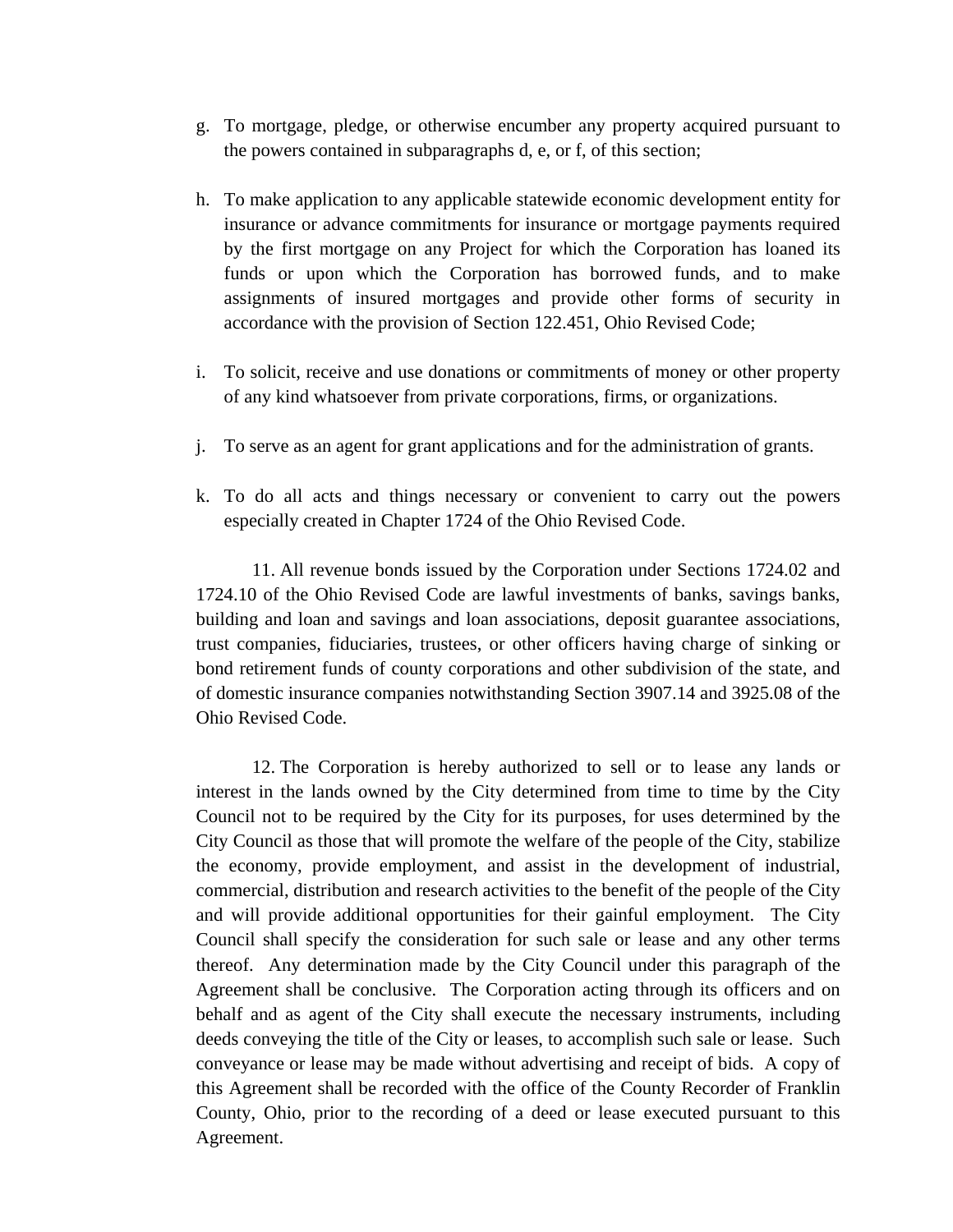g. To mortgage, pledge, or otherwise encumber any property acquired pursuant to the powers contained in subparagraphs d, e, or f, of this section;

h. To make application to any applicable statewide economic development entity for insurance or advance commitments for insurance or mortgage payments required by the first mortgage on any Project for which the Corporation has loaned its funds or upon which the Corporation has borrowed funds, and to make assignments of insured mortgages and provide other forms of security in accordance with the provision of Section 122.451, Ohio Revised Code;

i. To solicit, receive and use donations or commitments of money or other property of any kind whatsoever from private corporations, firms, or organizations.

j. To serve as an agent for grant applications and for the administration of grants.

k. To do all acts and things necessary or convenient to carry out the powers especially created in Chapter 1724 of the Ohio Revised Code.

11. All revenue bonds issued by the Corporation under Sections 1724.02 and 1724.10 of the Ohio Revised Code are lawful investments of banks, savings banks, building and loan and savings and loan associations, deposit guarantee associations, trust companies, fiduciaries, trustees, or other officers having charge of sinking or bond retirement funds of county corporations and other subdivision of the state, and of domestic insurance companies notwithstanding Section 3907.14 and 3925.08 of the Ohio Revised Code.

12. The Corporation is hereby authorized to sell or to lease any lands or interest in the lands owned by the City determined from time to time by the City Council not to be required by the City for its purposes, for uses determined by the City Council as those that will promote the welfare of the people of the City, stabilize the economy, provide employment, and assist in the development of industrial, commercial, distribution and research activities to the benefit of the people of the City and will provide additional opportunities for their gainful employment. The City Council shall specify the consideration for such sale or lease and any other terms thereof. Any determination made by the City Council under this paragraph of the Agreement shall be conclusive. The Corporation acting through its officers and on behalf and as agent of the City shall execute the necessary instruments, including deeds conveying the title of the City or leases, to accomplish such sale or lease. Such conveyance or lease may be made without advertising and receipt of bids. A copy of this Agreement shall be recorded with the office of the County Recorder of Franklin County, Ohio, prior to the recording of a deed or lease executed pursuant to this Agreement.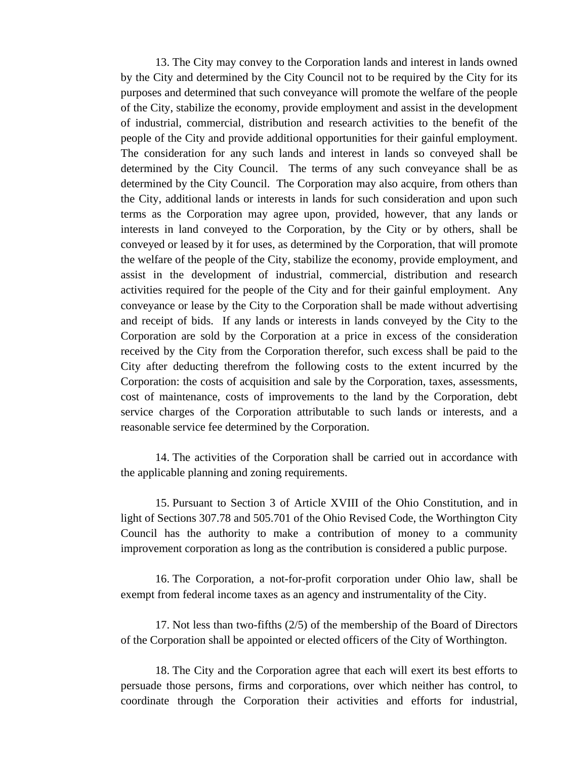13. The City may convey to the Corporation lands and interest in lands owned by the City and determined by the City Council not to be required by the City for its purposes and determined that such conveyance will promote the welfare of the people of the City, stabilize the economy, provide employment and assist in the development of industrial, commercial, distribution and research activities to the benefit of the people of the City and provide additional opportunities for their gainful employment. The consideration for any such lands and interest in lands so conveyed shall be determined by the City Council. The terms of any such conveyance shall be as determined by the City Council. The Corporation may also acquire, from others than the City, additional lands or interests in lands for such consideration and upon such terms as the Corporation may agree upon, provided, however, that any lands or interests in land conveyed to the Corporation, by the City or by others, shall be conveyed or leased by it for uses, as determined by the Corporation, that will promote the welfare of the people of the City, stabilize the economy, provide employment, and assist in the development of industrial, commercial, distribution and research activities required for the people of the City and for their gainful employment. Any conveyance or lease by the City to the Corporation shall be made without advertising and receipt of bids. If any lands or interests in lands conveyed by the City to the Corporation are sold by the Corporation at a price in excess of the consideration received by the City from the Corporation therefor, such excess shall be paid to the City after deducting therefrom the following costs to the extent incurred by the Corporation: the costs of acquisition and sale by the Corporation, taxes, assessments, cost of maintenance, costs of improvements to the land by the Corporation, debt service charges of the Corporation attributable to such lands or interests, and a reasonable service fee determined by the Corporation.

14. The activities of the Corporation shall be carried out in accordance with the applicable planning and zoning requirements.

15. Pursuant to Section 3 of Article XVIII of the Ohio Constitution, and in light of Sections 307.78 and 505.701 of the Ohio Revised Code, the Worthington City Council has the authority to make a contribution of money to a community improvement corporation as long as the contribution is considered a public purpose.

16. The Corporation, a not-for-profit corporation under Ohio law, shall be exempt from federal income taxes as an agency and instrumentality of the City.

17. Not less than two-fifths (2/5) of the membership of the Board of Directors of the Corporation shall be appointed or elected officers of the City of Worthington.

18. The City and the Corporation agree that each will exert its best efforts to persuade those persons, firms and corporations, over which neither has control, to coordinate through the Corporation their activities and efforts for industrial,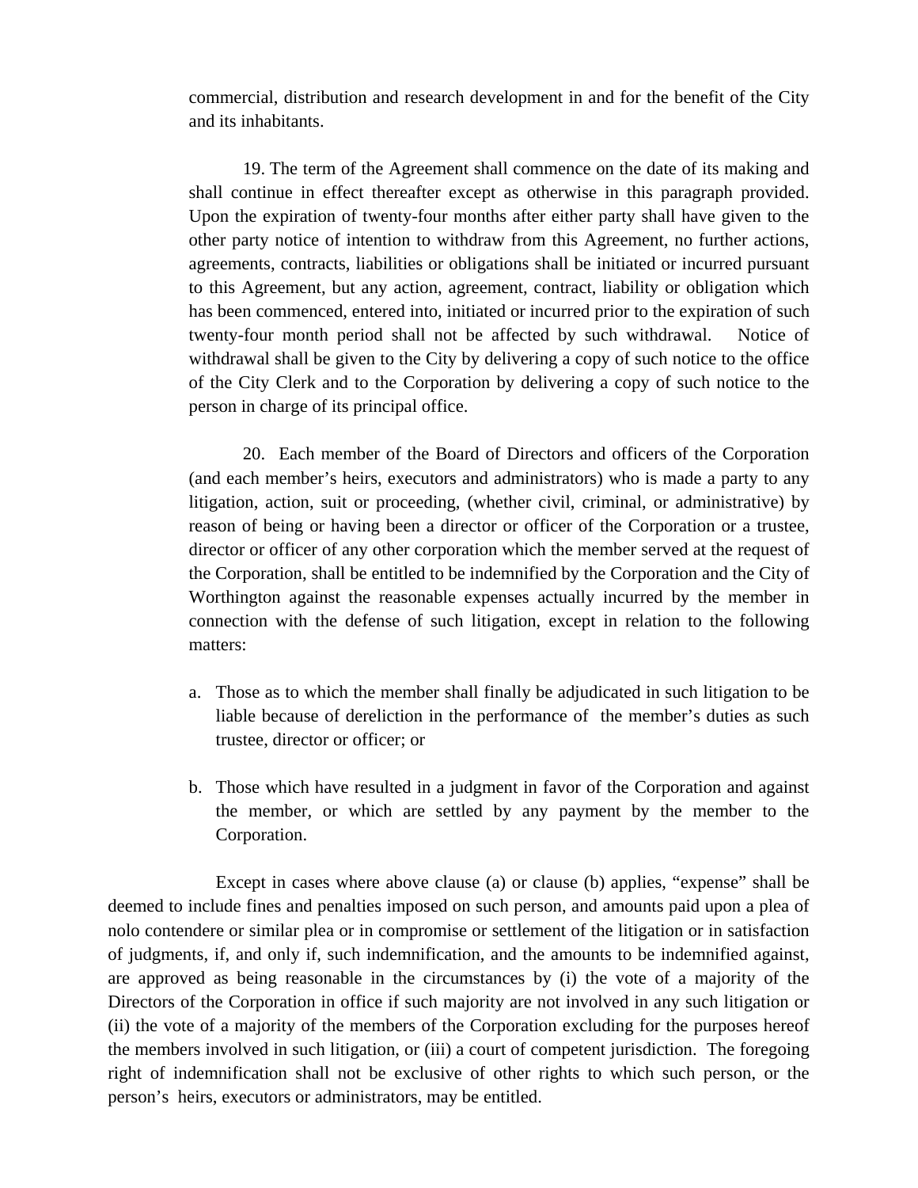commercial, distribution and research development in and for the benefit of the City and its inhabitants.

19. The term of the Agreement shall commence on the date of its making and shall continue in effect thereafter except as otherwise in this paragraph provided. Upon the expiration of twenty-four months after either party shall have given to the other party notice of intention to withdraw from this Agreement, no further actions, agreements, contracts, liabilities or obligations shall be initiated or incurred pursuant to this Agreement, but any action, agreement, contract, liability or obligation which has been commenced, entered into, initiated or incurred prior to the expiration of such twenty-four month period shall not be affected by such withdrawal. Notice of withdrawal shall be given to the City by delivering a copy of such notice to the office of the City Clerk and to the Corporation by delivering a copy of such notice to the person in charge of its principal office.

20. Each member of the Board of Directors and officers of the Corporation (and each member's heirs, executors and administrators) who is made a party to any litigation, action, suit or proceeding, (whether civil, criminal, or administrative) by reason of being or having been a director or officer of the Corporation or a trustee, director or officer of any other corporation which the member served at the request of the Corporation, shall be entitled to be indemnified by the Corporation and the City of Worthington against the reasonable expenses actually incurred by the member in connection with the defense of such litigation, except in relation to the following matters:

a. Those as to which the member shall finally be adjudicated in such litigation to be liable because of dereliction in the performance of the member's duties as such trustee, director or officer; or

b. Those which have resulted in a judgment in favor of the Corporation and against the member, or which are settled by any payment by the member to the Corporation.

Except in cases where above clause (a) or clause (b) applies, "expense" shall be deemed to include fines and penalties imposed on such person, and amounts paid upon a plea of nolo contendere or similar plea or in compromise or settlement of the litigation or in satisfaction of judgments, if, and only if, such indemnification, and the amounts to be indemnified against, are approved as being reasonable in the circumstances by (i) the vote of a majority of the Directors of the Corporation in office if such majority are not involved in any such litigation or (ii) the vote of a majority of the members of the Corporation excluding for the purposes hereof the members involved in such litigation, or (iii) a court of competent jurisdiction. The foregoing right of indemnification shall not be exclusive of other rights to which such person, or the person's heirs, executors or administrators, may be entitled.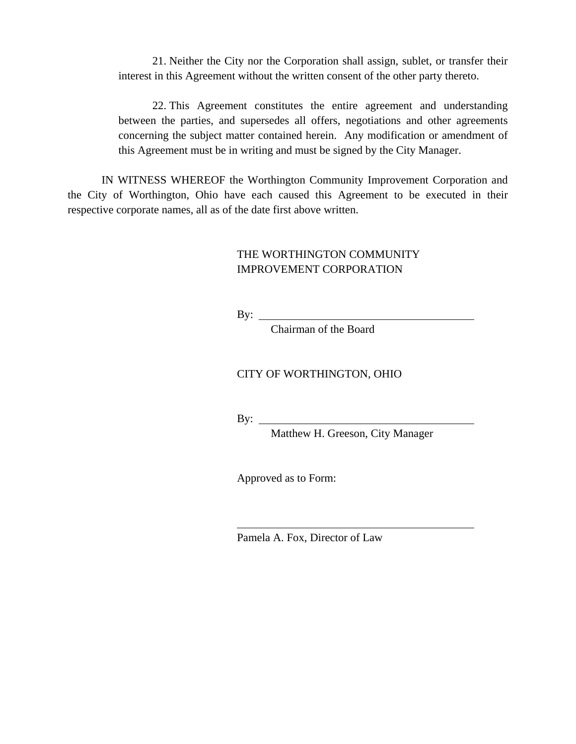21. Neither the City nor the Corporation shall assign, sublet, or transfer their interest in this Agreement without the written consent of the other party thereto.

22. This Agreement constitutes the entire agreement and understanding between the parties, and supersedes all offers, negotiations and other agreements concerning the subject matter contained herein. Any modification or amendment of this Agreement must be in writing and must be signed by the City Manager.

IN WITNESS WHEREOF the Worthington Community Improvement Corporation and the City of Worthington, Ohio have each caused this Agreement to be executed in their respective corporate names, all as of the date first above written.

THE WORTHINGTON COMMUNITY IMPROVEMENT CORPORATION

By: ______________________________________
Chairman of the Board

CITY OF WORTHINGTON, OHIO

By: ______________________________________
Matthew H. Greeson, City Manager

Approved as to Form:

______________________________________
Pamela A. Fox, Director of Law